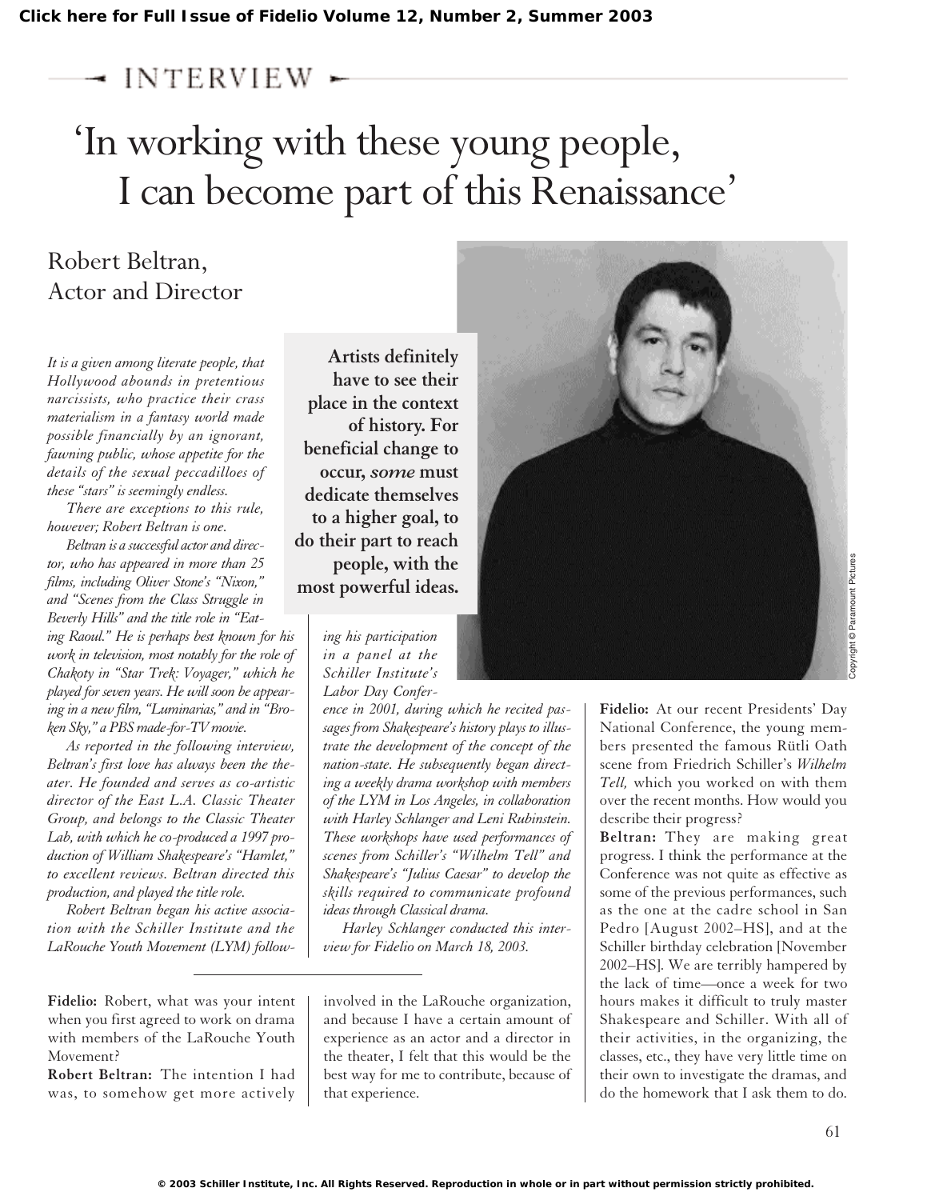Click here for Full Issue of Fidelio Volume 12, Number 2, Summer 2003

INTERVIEW

# 'In working with these young people, I can become part of this Renaissance'

## Robert Beltran, Actor and Director

*It is a given among literate people, that Hollywood abounds in pretentious narcissists, who practice their crass materialism in a fantasy world made possible financially by an ignorant, fawning public, whose appetite for the details of the sexual peccadilloes of these "stars" is seemingly endless.*

*There are exceptions to this rule, however; Robert Beltran is one.*

*Beltran is a successful actor and director, who has appeared in more than 25 films, including Oliver Stone's "Nixon," and "Scenes from the Class Struggle in Beverly Hills" and the title role in "Eating Raoul." He is perhaps best known for his work in television, most notably for the role of Chakoty in "Star Trek: Voyager," which he played for seven years. He will soon be appearing in a new film, "Luminarias," and in "Broken Sky," a PBS made-for-TV movie.*

*As reported in the following interview, Beltran's first love has always been the theater. He founded and serves as co-artistic director of the East L.A. Classic Theater Group, and belongs to the Classic Theater Lab, with which he co-produced a 1997 production of William Shakespeare's "Hamlet," to excellent reviews. Beltran directed this production, and played the title role.*

*Robert Beltran began his active association with the Schiller Institute and the LaRouche Youth Movement (LYM) following his participation in a panel at the Schiller Institute's Labor Day Conference in 2001, during which he recited passages from Shakespeare's history plays to illustrate the development of the concept of the nation-state. He subsequently began directing a weekly drama workshop with members of the LYM in Los Angeles, in collaboration with Harley Schlanger and Leni Rubinstein. These workshops have used performances of scenes from Schiller's "Wilhelm Tell" and Shakespeare's "Julius Caesar" to develop the skills required to communicate profound ideas through Classical drama.*

*Harley Schlanger conducted this interview for Fidelio on March 18, 2003.*

> **Artists definitely have to see their place in the context of history. For beneficial change to occur, *some* must dedicate themselves to a higher goal, to do their part to reach people, with the most powerful ideas.**

Copyright © Paramount Pictures

**Fidelio:** Robert, what was your intent when you first agreed to work on drama with members of the LaRouche Youth Movement?

**Robert Beltran:** The intention I had was, to somehow get more actively involved in the LaRouche organization, and because I have a certain amount of experience as an actor and a director in the theater, I felt that this would be the best way for me to contribute, because of that experience.

**Fidelio:** At our recent Presidents' Day National Conference, the young members presented the famous Rütli Oath scene from Friedrich Schiller's *Wilhelm Tell,* which you worked on with them over the recent months. How would you describe their progress?

**Beltran:** They are making great progress. I think the performance at the Conference was not quite as effective as some of the previous performances, such as the one at the cadre school in San Pedro [August 2002–HS], and at the Schiller birthday celebration [November 2002–HS]. We are terribly hampered by the lack of time—once a week for two hours makes it difficult to truly master Shakespeare and Schiller. With all of their activities, in the organizing, the classes, etc., they have very little time on their own to investigate the dramas, and do the homework that I ask them to do.

© 2003 Schiller Institute, Inc. All Rights Reserved. Reproduction in whole or in part without permission strictly prohibited.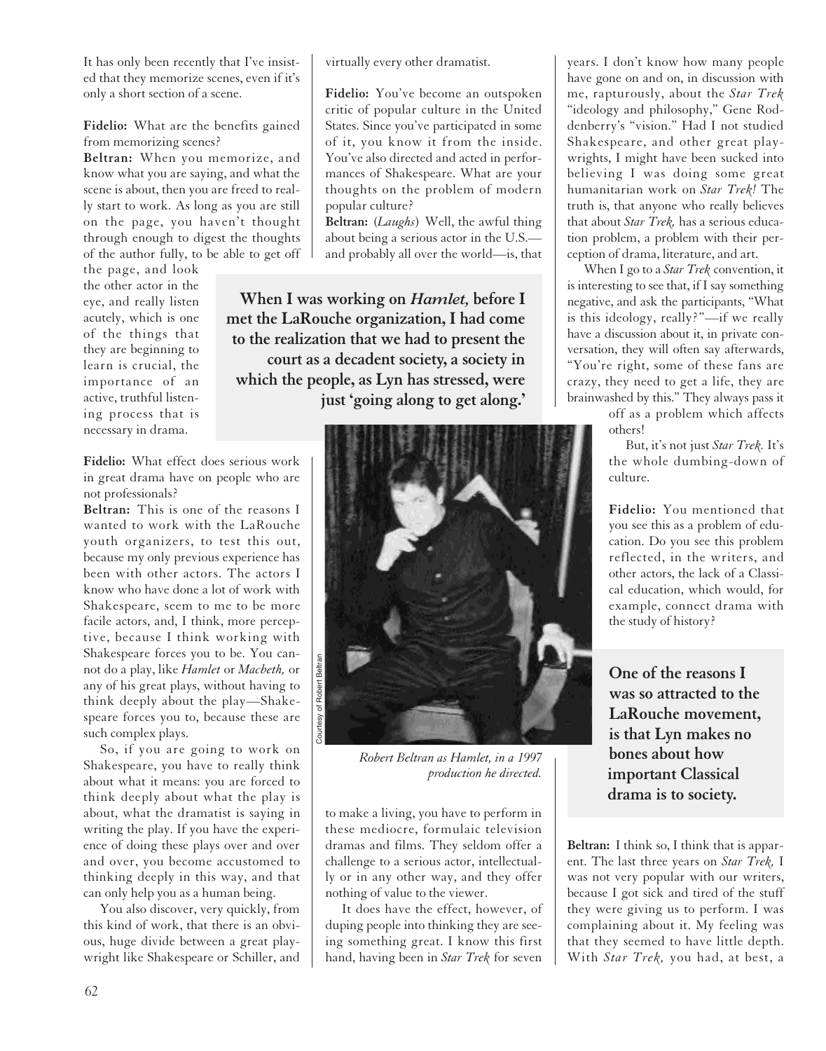It has only been recently that I've insisted that they memorize scenes, even if it's only a short section of a scene.

**Fidelio:** What are the benefits gained from memorizing scenes?

**Beltran:** When you memorize, and know what you are saying, and what the scene is about, then you are freed to really start to work. As long as you are still on the page, you haven't thought through enough to digest the thoughts of the author fully, to be able to get off the page, and look the other actor in the eye, and really listen acutely, which is one of the things that they are beginning to learn is crucial, the importance of an active, truthful listening process that is necessary in drama.

**Fidelio:** What effect does serious work in great drama have on people who are not professionals?

**Beltran:** This is one of the reasons I wanted to work with the LaRouche youth organizers, to test this out, because my only previous experience has been with other actors. The actors I know who have done a lot of work with Shakespeare, seem to me to be more facile actors, and, I think, more perceptive, because I think working with Shakespeare forces you to be. You cannot do a play, like *Hamlet* or *Macbeth,* or any of his great plays, without having to think deeply about the play—Shakespeare forces you to, because these are such complex plays.

So, if you are going to work on Shakespeare, you have to really think about what it means: you are forced to think deeply about what the play is about, what the dramatist is saying in writing the play. If you have the experience of doing these plays over and over and over, you become accustomed to thinking deeply in this way, and that can only help you as a human being.

You also discover, very quickly, from this kind of work, that there is an obvious, huge divide between a great playwright like Shakespeare or Schiller, and virtually every other dramatist.

**Fidelio:** You've become an outspoken critic of popular culture in the United States. Since you've participated in some of it, you know it from the inside. You've also directed and acted in performances of Shakespeare. What are your thoughts on the problem of modern popular culture?

**Beltran:** (*Laughs*) Well, the awful thing about being a serious actor in the U.S.—and probably all over the world—is, that to make a living, you have to perform in these mediocre, formulaic television dramas and films. They seldom offer a challenge to a serious actor, intellectually or in any other way, and they offer nothing of value to the viewer.

**When I was working on *Hamlet,* before I met the LaRouche organization, I had come to the realization that we had to present the court as a decadent society, a society in which the people, as Lyn has stressed, were just 'going along to get along.'**

Courtesy of Robert Beltran

*Robert Beltran as Hamlet, in a 1997 production he directed.*

It does have the effect, however, of duping people into thinking they are seeing something great. I know this first hand, having been in *Star Trek* for seven years. I don't know how many people have gone on and on, in discussion with me, rapturously, about the *Star Trek* "ideology and philosophy," Gene Roddenberry's "vision." Had I not studied Shakespeare, and other great playwrights, I might have been sucked into believing I was doing some great humanitarian work on *Star Trek!* The truth is, that anyone who really believes that about *Star Trek,* has a serious education problem, a problem with their perception of drama, literature, and art.

When I go to a *Star Trek* convention, it is interesting to see that, if I say something negative, and ask the participants, "What is this ideology, really?"—if we really have a discussion about it, in private conversation, they will often say afterwards, "You're right, some of these fans are crazy, they need to get a life, they are brainwashed by this." They always pass it off as a problem which affects others!

But, it's not just *Star Trek.* It's the whole dumbing-down of culture.

**Fidelio:** You mentioned that you see this as a problem of education. Do you see this problem reflected, in the writers, and other actors, the lack of a Classical education, which would, for example, connect drama with the study of history?

**One of the reasons I was so attracted to the LaRouche movement, is that Lyn makes no bones about how important Classical drama is to society.**

**Beltran:** I think so, I think that is apparent. The last three years on *Star Trek,* I was not very popular with our writers, because I got sick and tired of the stuff they were giving us to perform. I was complaining about it. My feeling was that they seemed to have little depth. With *Star Trek,* you had, at best, a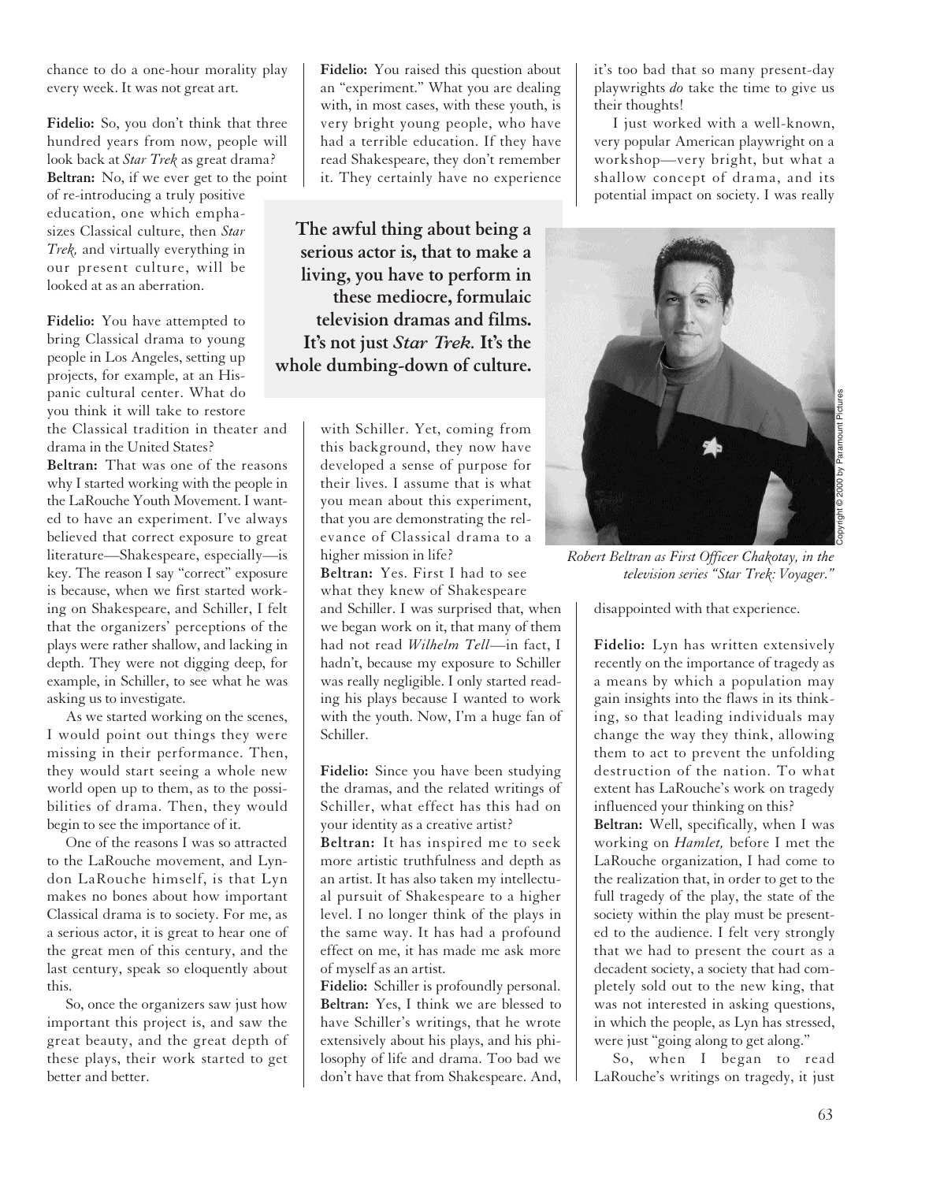chance to do a one-hour morality play every week. It was not great art.

**Fidelio:** So, you don't think that three hundred years from now, people will look back at *Star Trek* as great drama?

**Beltran:** No, if we ever get to the point of re-introducing a truly positive education, one which emphasizes Classical culture, then *Star Trek,* and virtually everything in our present culture, will be looked at as an aberration.

**Fidelio:** You have attempted to bring Classical drama to young people in Los Angeles, setting up projects, for example, at an Hispanic cultural center. What do you think it will take to restore the Classical tradition in theater and drama in the United States?

**Beltran:** That was one of the reasons why I started working with the people in the LaRouche Youth Movement. I wanted to have an experiment. I've always believed that correct exposure to great literature—Shakespeare, especially—is key. The reason I say "correct" exposure is because, when we first started working on Shakespeare, and Schiller, I felt that the organizers' perceptions of the plays were rather shallow, and lacking in depth. They were not digging deep, for example, in Schiller, to see what he was asking us to investigate.

As we started working on the scenes, I would point out things they were missing in their performance. Then, they would start seeing a whole new world open up to them, as to the possibilities of drama. Then, they would begin to see the importance of it.

One of the reasons I was so attracted to the LaRouche movement, and Lyndon LaRouche himself, is that Lyn makes no bones about how important Classical drama is to society. For me, as a serious actor, it is great to hear one of the great men of this century, and the last century, speak so eloquently about this.

So, once the organizers saw just how important this project is, and saw the great beauty, and the great depth of these plays, their work started to get better and better.

**Fidelio:** You raised this question about an "experiment." What you are dealing with, in most cases, with these youth, is very bright young people, who have had a terrible education. If they have read Shakespeare, they don't remember it. They certainly have no experience with Schiller. Yet, coming from this background, they now have developed a sense of purpose for their lives. I assume that is what you mean about this experiment, that you are demonstrating the relevance of Classical drama to a higher mission in life?

**Beltran:** Yes. First I had to see what they knew of Shakespeare and Schiller. I was surprised that, when we began work on it, that many of them had not read *Wilhelm Tell*—in fact, I hadn't, because my exposure to Schiller was really negligible. I only started reading his plays because I wanted to work with the youth. Now, I'm a huge fan of Schiller.

**The awful thing about being a serious actor is, that to make a living, you have to perform in these mediocre, formulaic television dramas and films. It's not just *Star Trek.* It's the whole dumbing-down of culture.**

**Fidelio:** Since you have been studying the dramas, and the related writings of Schiller, what effect has this had on your identity as a creative artist?

**Beltran:** It has inspired me to seek more artistic truthfulness and depth as an artist. It has also taken my intellectual pursuit of Shakespeare to a higher level. I no longer think of the plays in the same way. It has had a profound effect on me, it has made me ask more of myself as an artist.

**Fidelio:** Schiller is profoundly personal.

**Beltran:** Yes, I think we are blessed to have Schiller's writings, that he wrote extensively about his plays, and his philosophy of life and drama. Too bad we don't have that from Shakespeare. And, it's too bad that so many present-day playwrights *do* take the time to give us their thoughts!

I just worked with a well-known, very popular American playwright on a workshop—very bright, but what a shallow concept of drama, and its potential impact on society. I was really disappointed with that experience.

*Robert Beltran as First Officer Chakotay, in the television series "Star Trek: Voyager."*

Copyright © 2000 by Paramount Pictures

**Fidelio:** Lyn has written extensively recently on the importance of tragedy as a means by which a population may gain insights into the flaws in its thinking, so that leading individuals may change the way they think, allowing them to act to prevent the unfolding destruction of the nation. To what extent has LaRouche's work on tragedy influenced your thinking on this?

**Beltran:** Well, specifically, when I was working on *Hamlet,* before I met the LaRouche organization, I had come to the realization that, in order to get to the full tragedy of the play, the state of the society within the play must be presented to the audience. I felt very strongly that we had to present the court as a decadent society, a society that had completely sold out to the new king, that was not interested in asking questions, in which the people, as Lyn has stressed, were just "going along to get along."

So, when I began to read LaRouche's writings on tragedy, it just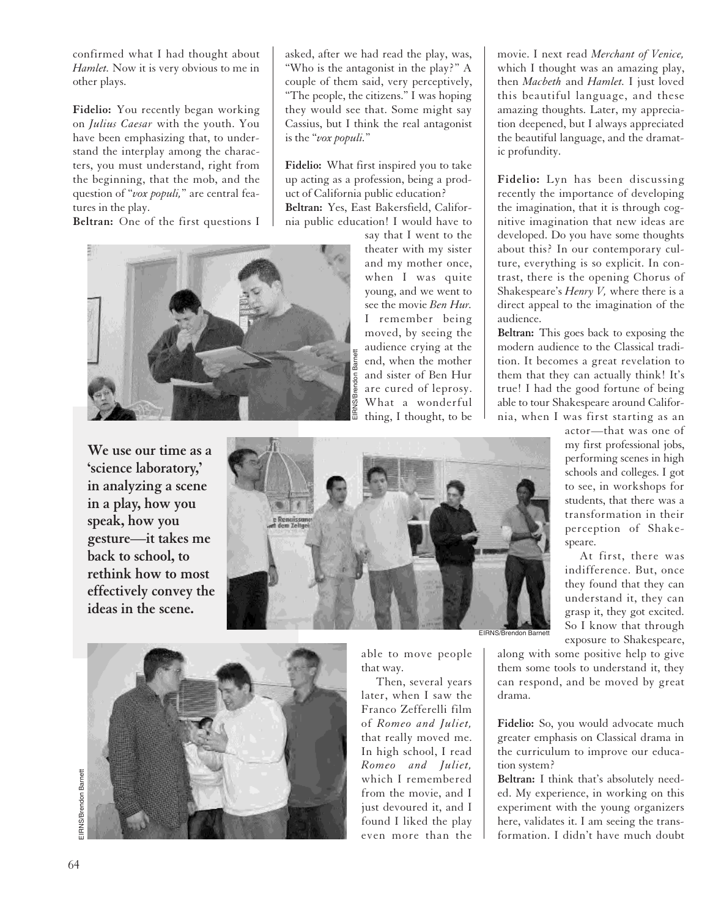confirmed what I had thought about *Hamlet.* Now it is very obvious to me in other plays.

**Fidelio:** You recently began working on *Julius Caesar* with the youth. You have been emphasizing that, to understand the interplay among the characters, you must understand, right from the beginning, that the mob, and the question of "*vox populi,*" are central features in the play.

**Beltran:** One of the first questions I asked, after we had read the play, was, "Who is the antagonist in the play?" A couple of them said, very perceptively, "The people, the citizens." I was hoping they would see that. Some might say Cassius, but I think the real antagonist is the "*vox populi.*"

**Fidelio:** What first inspired you to take up acting as a profession, being a product of California public education?

**Beltran:** Yes, East Bakersfield, California public education! I would have to say that I went to the theater with my sister and my mother once, when I was quite young, and we went to see the movie *Ben Hur.* I remember being moved, by seeing the audience crying at the end, when the mother and sister of Ben Hur are cured of leprosy. What a wonderful thing, I thought, to be able to move people that way.

Then, several years later, when I saw the Franco Zefferelli film of *Romeo and Juliet,* that really moved me. In high school, I read *Romeo and Juliet,* which I remembered from the movie, and I just devoured it, and I found I liked the play even more than the movie. I next read *Merchant of Venice,* which I thought was an amazing play, then *Macbeth* and *Hamlet.* I just loved this beautiful language, and these amazing thoughts. Later, my appreciation deepened, but I always appreciated the beautiful language, and the dramatic profundity.

**We use our time as a 'science laboratory,' in analyzing a scene in a play, how you speak, how you gesture—it takes me back to school, to rethink how to most effectively convey the ideas in the scene.**

**Fidelio:** Lyn has been discussing recently the importance of developing the imagination, that it is through cognitive imagination that new ideas are developed. Do you have some thoughts about this? In our contemporary culture, everything is so explicit. In contrast, there is the opening Chorus of Shakespeare's *Henry V,* where there is a direct appeal to the imagination of the audience.

**Beltran:** This goes back to exposing the modern audience to the Classical tradition. It becomes a great revelation to them that they can actually think! It's true! I had the good fortune of being able to tour Shakespeare around California, when I was first starting as an actor—that was one of my first professional jobs, performing scenes in high schools and colleges. I got to see, in workshops for students, that there was a transformation in their perception of Shakespeare.

At first, there was indifference. But, once they found that they can understand it, they can grasp it, they got excited. So I know that through exposure to Shakespeare, along with some positive help to give them some tools to understand it, they can respond, and be moved by great drama.

**Fidelio:** So, you would advocate much greater emphasis on Classical drama in the curriculum to improve our education system?

**Beltran:** I think that's absolutely needed. My experience, in working on this experiment with the young organizers here, validates it. I am seeing the transformation. I didn't have much doubt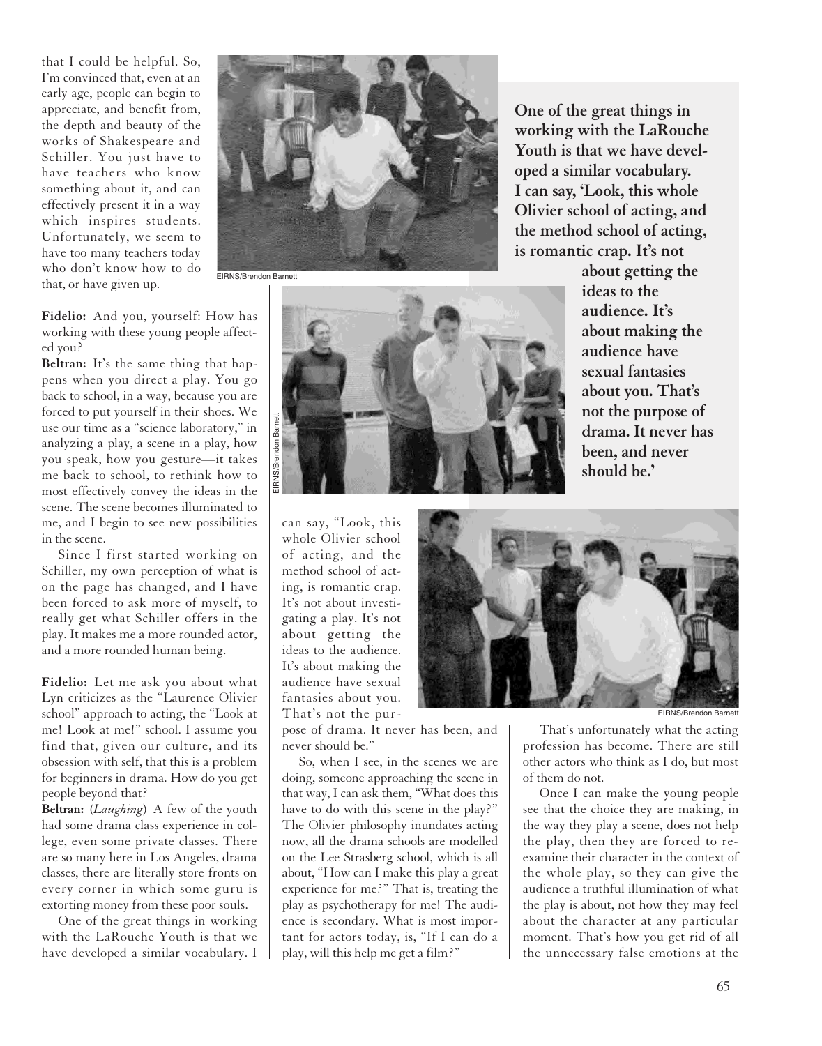that I could be helpful. So, I'm convinced that, even at an early age, people can begin to appreciate, and benefit from, the depth and beauty of the works of Shakespeare and Schiller. You just have to have teachers who know something about it, and can effectively present it in a way which inspires students. Unfortunately, we seem to have too many teachers today who don't know how to do that, or have given up.

**Fidelio:** And you, yourself: How has working with these young people affected you?

**Beltran:** It's the same thing that happens when you direct a play. You go back to school, in a way, because you are forced to put yourself in their shoes. We use our time as a "science laboratory," in analyzing a play, a scene in a play, how you speak, how you gesture—it takes me back to school, to rethink how to most effectively convey the ideas in the scene. The scene becomes illuminated to me, and I begin to see new possibilities in the scene.

Since I first started working on Schiller, my own perception of what is on the page has changed, and I have been forced to ask more of myself, to really get what Schiller offers in the play. It makes me a more rounded actor, and a more rounded human being.

**Fidelio:** Let me ask you about what Lyn criticizes as the "Laurence Olivier school" approach to acting, the "Look at me! Look at me!" school. I assume you find that, given our culture, and its obsession with self, that this is a problem for beginners in drama. How do you get people beyond that?

**Beltran:** (*Laughing*) A few of the youth had some drama class experience in college, even some private classes. There are so many here in Los Angeles, drama classes, there are literally store fronts on every corner in which some guru is extorting money from these poor souls.

One of the great things in working with the LaRouche Youth is that we have developed a similar vocabulary. I can say, "Look, this whole Olivier school of acting, and the method school of acting, is romantic crap. It's not about investigating a play. It's not about getting the ideas to the audience. It's about making the audience have sexual fantasies about you. That's not the purpose of drama. It never has been, and never should be."

So, when I see, in the scenes we are doing, someone approaching the scene in that way, I can ask them, "What does this have to do with this scene in the play?" The Olivier philosophy inundates acting now, all the drama schools are modelled on the Lee Strasberg school, which is all about, "How can I make this play a great experience for me?" That is, treating the play as psychotherapy for me! The audience is secondary. What is most important for actors today, is, "If I can do a play, will this help me get a film?"

That's unfortunately what the acting profession has become. There are still other actors who think as I do, but most of them do not.

Once I can make the young people see that the choice they are making, in the way they play a scene, does not help the play, then they are forced to re-examine their character in the context of the whole play, so they can give the audience a truthful illumination of what the play is about, not how they may feel about the character at any particular moment. That's how you get rid of all the unnecessary false emotions at the

EIRNS/Brendon Barnett

EIRNS/Brendon Barnett

EIRNS/Brendon Barnett

**One of the great things in working with the LaRouche Youth is that we have developed a similar vocabulary. I can say, 'Look, this whole Olivier school of acting, and the method school of acting, is romantic crap. It's not about getting the ideas to the audience. It's about making the audience have sexual fantasies about you. That's not the purpose of drama. It never has been, and never should be.'**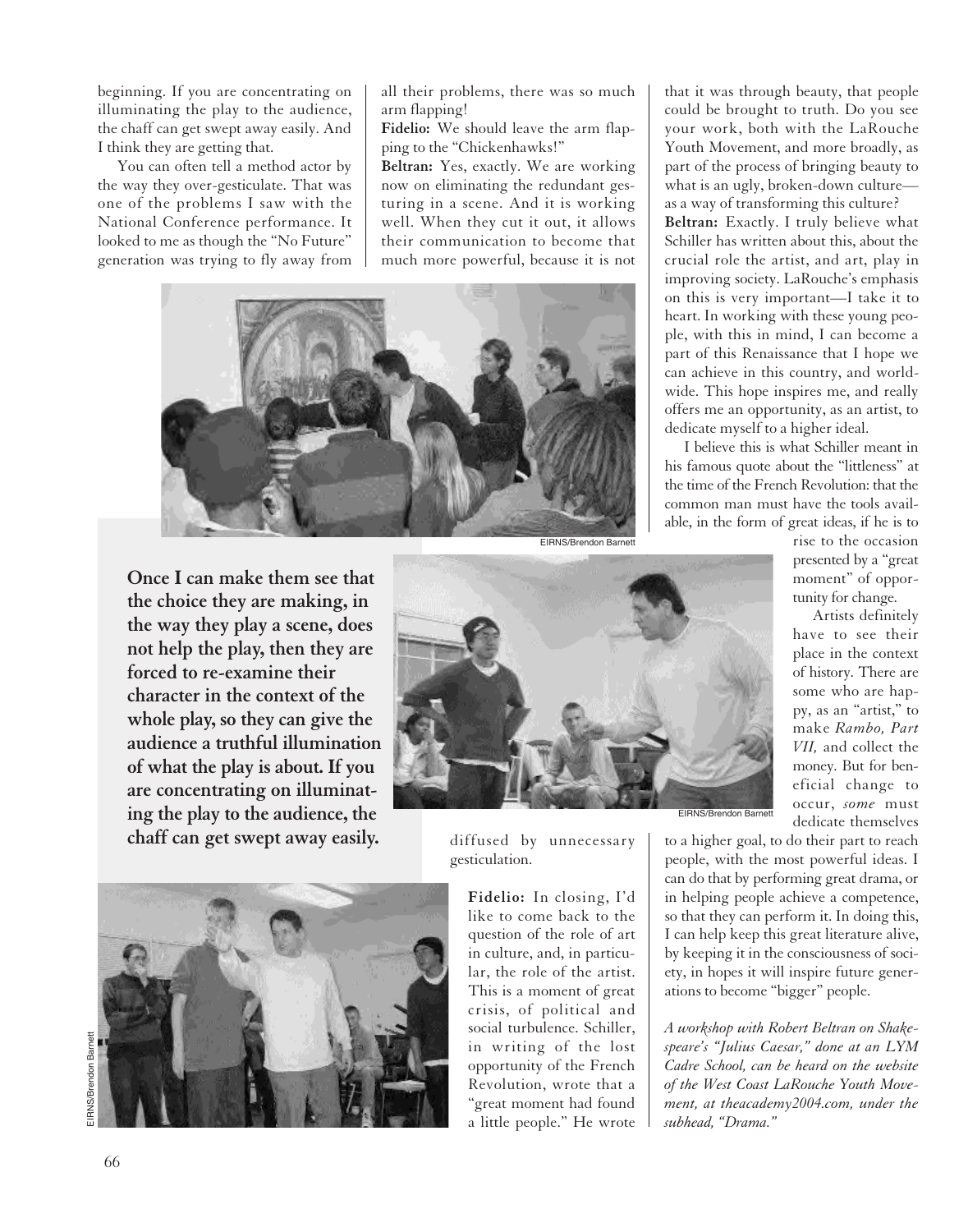beginning. If you are concentrating on illuminating the play to the audience, the chaff can get swept away easily. And I think they are getting that.

You can often tell a method actor by the way they over-gesticulate. That was one of the problems I saw with the National Conference performance. It looked to me as though the "No Future" generation was trying to fly away from all their problems, there was so much arm flapping!

**Fidelio:** We should leave the arm flapping to the "Chickenhawks!"

**Beltran:** Yes, exactly. We are working now on eliminating the redundant gesturing in a scene. And it is working well. When they cut it out, it allows their communication to become that much more powerful, because it is not diffused by unnecessary gesticulation.

EIRNS/Brendon Barnett

**Once I can make them see that the choice they are making, in the way they play a scene, does not help the play, then they are forced to re-examine their character in the context of the whole play, so they can give the audience a truthful illumination of what the play is about. If you are concentrating on illuminating the play to the audience, the chaff can get swept away easily.**

EIRNS/Brendon Barnett

EIRNS/Brendon Barnett

**Fidelio:** In closing, I'd like to come back to the question of the role of art in culture, and, in particular, the role of the artist. This is a moment of great crisis, of political and social turbulence. Schiller, in writing of the lost opportunity of the French Revolution, wrote that a "great moment had found a little people." He wrote that it was through beauty, that people could be brought to truth. Do you see your work, both with the LaRouche Youth Movement, and more broadly, as part of the process of bringing beauty to what is an ugly, broken-down culture—as a way of transforming this culture?

**Beltran:** Exactly. I truly believe what Schiller has written about this, about the crucial role the artist, and art, play in improving society. LaRouche's emphasis on this is very important—I take it to heart. In working with these young people, with this in mind, I can become a part of this Renaissance that I hope we can achieve in this country, and worldwide. This hope inspires me, and really offers me an opportunity, as an artist, to dedicate myself to a higher ideal.

I believe this is what Schiller meant in his famous quote about the "littleness" at the time of the French Revolution: that the common man must have the tools available, in the form of great ideas, if he is to rise to the occasion presented by a "great moment" of opportunity for change.

Artists definitely have to see their place in the context of history. There are some who are happy, as an "artist," to make *Rambo, Part VII,* and collect the money. But for beneficial change to occur, *some* must dedicate themselves to a higher goal, to do their part to reach people, with the most powerful ideas. I can do that by performing great drama, or in helping people achieve a competence, so that they can perform it. In doing this, I can help keep this great literature alive, by keeping it in the consciousness of society, in hopes it will inspire future generations to become "bigger" people.

*A workshop with Robert Beltran on Shakespeare's "Julius Caesar," done at an LYM Cadre School, can be heard on the website of the West Coast LaRouche Youth Movement, at theacademy2004.com, under the subhead, "Drama."*